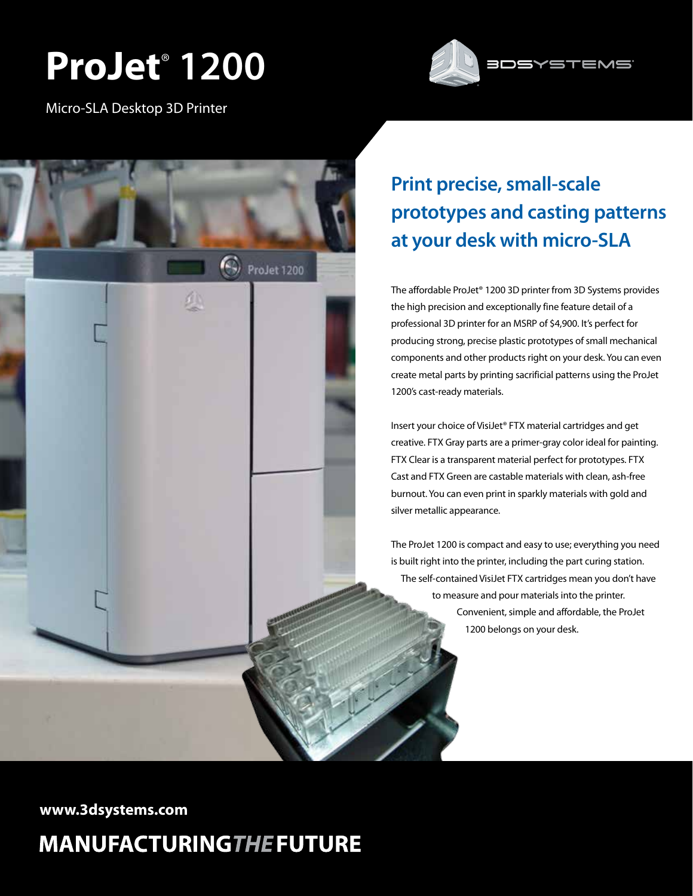# ProJet® 1200

Micro-SLA Desktop 3D Printer

## Print precise, small-scale prototypes and casting patterns at your desk with micro-SLA

The affordable ProJet® 1200 3D printer from 3D Systems provides the high precision and exceptionally fine feature detail of a professional 3D printer for an MSRP of $4,900. It's perfect for producing strong, precise plastic prototypes of small mechanical components and other products right on your desk. You can even create metal parts by printing sacrificial patterns using the ProJet 1200's cast-ready materials.

Insert your choice of VisiJet® FTX material cartridges and get creative. FTX Gray parts are a primer-gray color ideal for painting. FTX Clear is a transparent material perfect for prototypes. FTX Cast and FTX Green are castable materials with clean, ash-free burnout. You can even print in sparkly materials with gold and silver metallic appearance.

The ProJet 1200 is compact and easy to use; everything you need is built right into the printer, including the part curing station. The self-contained VisiJet FTX cartridges mean you don't have to measure and pour materials into the printer. Convenient, simple and affordable, the ProJet 1200 belongs on your desk.

**www.3dsystems.com**

**MANUFACTURING*THE*FUTURE**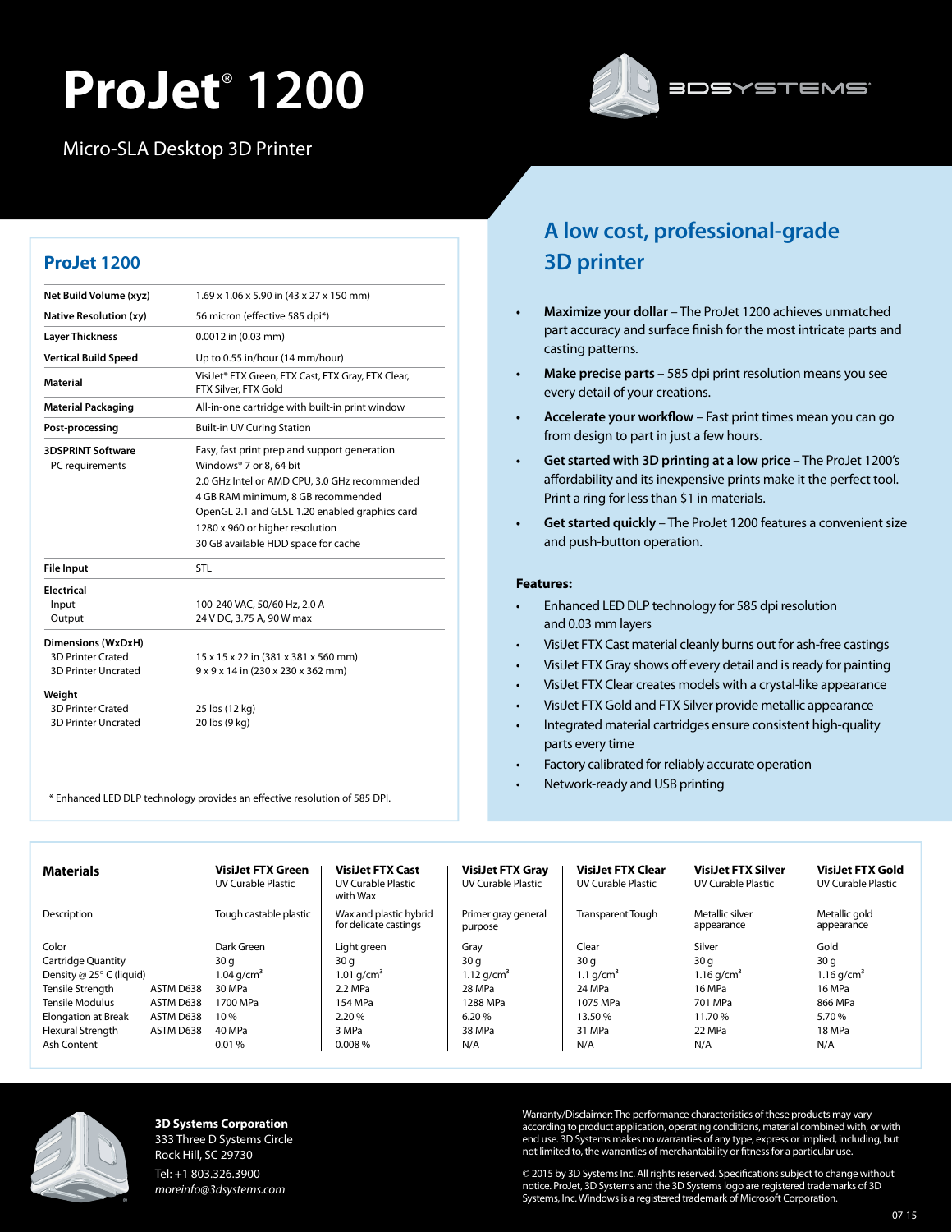# ProJet® 1200

Micro-SLA Desktop 3D Printer

## ProJet 1200

| | |
|---|---|
| **Net Build Volume (xyz)** | 1.69 x 1.06 x 5.90 in (43 x 27 x 150 mm) |
| **Native Resolution (xy)** | 56 micron (effective 585 dpi*) |
| **Layer Thickness** | 0.0012 in (0.03 mm) |
| **Vertical Build Speed** | Up to 0.55 in/hour (14 mm/hour) |
| **Material** | VisiJet® FTX Green, FTX Cast, FTX Gray, FTX Clear, FTX Silver, FTX Gold |
| **Material Packaging** | All-in-one cartridge with built-in print window |
| **Post-processing** | Built-in UV Curing Station |
| **3DSPRINT Software** | Easy, fast print prep and support generation |
| PC requirements | Windows® 7 or 8, 64 bit<br>2.0 GHz Intel or AMD CPU, 3.0 GHz recommended<br>4 GB RAM minimum, 8 GB recommended<br>OpenGL 2.1 and GLSL 1.20 enabled graphics card<br>1280 x 960 or higher resolution<br>30 GB available HDD space for cache |
| **File Input** | STL |
| **Electrical** | |
| Input | 100-240 VAC, 50/60 Hz, 2.0 A |
| Output | 24 V DC, 3.75 A, 90 W max |
| **Dimensions (WxDxH)** | |
| 3D Printer Crated | 15 x 15 x 22 in (381 x 381 x 560 mm) |
| 3D Printer Uncrated | 9 x 9 x 14 in (230 x 230 x 362 mm) |
| **Weight** | |
| 3D Printer Crated | 25 lbs (12 kg) |
| 3D Printer Uncrated | 20 lbs (9 kg) |

\* Enhanced LED DLP technology provides an effective resolution of 585 DPI.

## A low cost, professional-grade 3D printer

- **Maximize your dollar** – The ProJet 1200 achieves unmatched part accuracy and surface finish for the most intricate parts and casting patterns.
- **Make precise parts** – 585 dpi print resolution means you see every detail of your creations.
- **Accelerate your workflow** – Fast print times mean you can go from design to part in just a few hours.
- **Get started with 3D printing at a low price** – The ProJet 1200's affordability and its inexpensive prints make it the perfect tool. Print a ring for less than $1 in materials.
- **Get started quickly** – The ProJet 1200 features a convenient size and push-button operation.

**Features:**

- Enhanced LED DLP technology for 585 dpi resolution and 0.03 mm layers
- VisiJet FTX Cast material cleanly burns out for ash-free castings
- VisiJet FTX Gray shows off every detail and is ready for painting
- VisiJet FTX Clear creates models with a crystal-like appearance
- VisiJet FTX Gold and FTX Silver provide metallic appearance
- Integrated material cartridges ensure consistent high-quality parts every time
- Factory calibrated for reliably accurate operation
- Network-ready and USB printing

| **Materials** | | **VisiJet FTX Green** UV Curable Plastic | **VisiJet FTX Cast** UV Curable Plastic with Wax | **VisiJet FTX Gray** UV Curable Plastic | **VisiJet FTX Clear** UV Curable Plastic | **VisiJet FTX Silver** UV Curable Plastic | **VisiJet FTX Gold** UV Curable Plastic |
|---|---|---|---|---|---|---|---|
| Description | | Tough castable plastic | Wax and plastic hybrid for delicate castings | Primer gray general purpose | Transparent Tough | Metallic silver appearance | Metallic gold appearance |
| Color | | Dark Green | Light green | Gray | Clear | Silver | Gold |
| Cartridge Quantity | | 30 g | 30 g | 30 g | 30 g | 30 g | 30 g |
| Density @ 25° C (liquid) | | 1.04 g/cm³ | 1.01 g/cm³ | 1.12 g/cm³ | 1.1 g/cm³ | 1.16 g/cm³ | 1.16 g/cm³ |
| Tensile Strength | ASTM D638 | 30 MPa | 2.2 MPa | 28 MPa | 24 MPa | 16 MPa | 16 MPa |
| Tensile Modulus | ASTM D638 | 1700 MPa | 154 MPa | 1288 MPa | 1075 MPa | 701 MPa | 866 MPa |
| Elongation at Break | ASTM D638 | 10 % | 2.20 % | 6.20 % | 13.50 % | 11.70 % | 5.70 % |
| Flexural Strength | ASTM D638 | 40 MPa | 3 MPa | 38 MPa | 31 MPa | 22 MPa | 18 MPa |
| Ash Content | | 0.01 % | 0.008 % | N/A | N/A | N/A | N/A |

**3D Systems Corporation**
333 Three D Systems Circle
Rock Hill, SC 29730
Tel: +1 803.326.3900
*moreinfo@3dsystems.com*

Warranty/Disclaimer: The performance characteristics of these products may vary according to product application, operating conditions, material combined with, or with end use. 3D Systems makes no warranties of any type, express or implied, including, but not limited to, the warranties of merchantability or fitness for a particular use.

© 2015 by 3D Systems Inc. All rights reserved. Specifications subject to change without notice. ProJet, 3D Systems and the 3D Systems logo are registered trademarks of 3D Systems, Inc. Windows is a registered trademark of Microsoft Corporation.

07-15